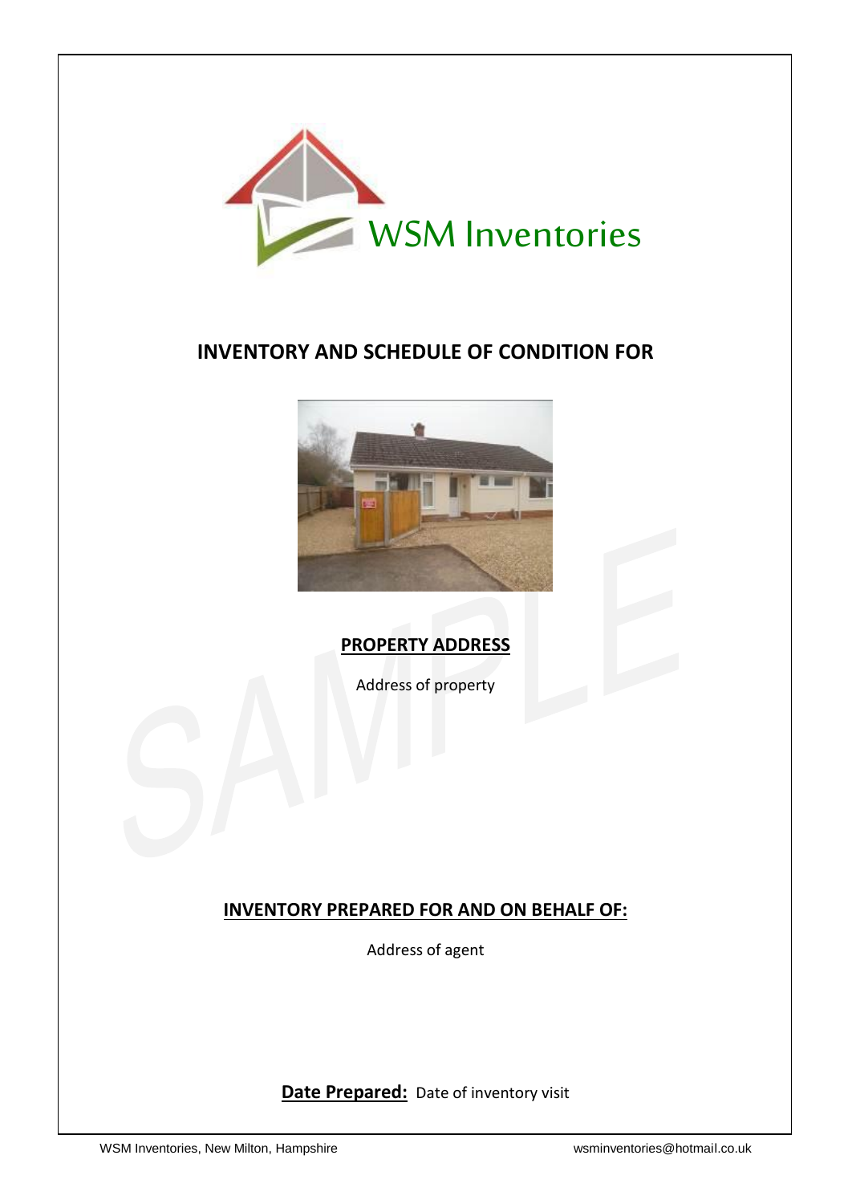WSM Inventories

# INVENTORY AND SCHEDULE OF CONDITION FOR

**PROPERTY ADDRESS**

Address of property

**INVENTORY PREPARED FOR AND ON BEHALF OF:**

Address of agent

**Date Prepared:** Date of inventory visit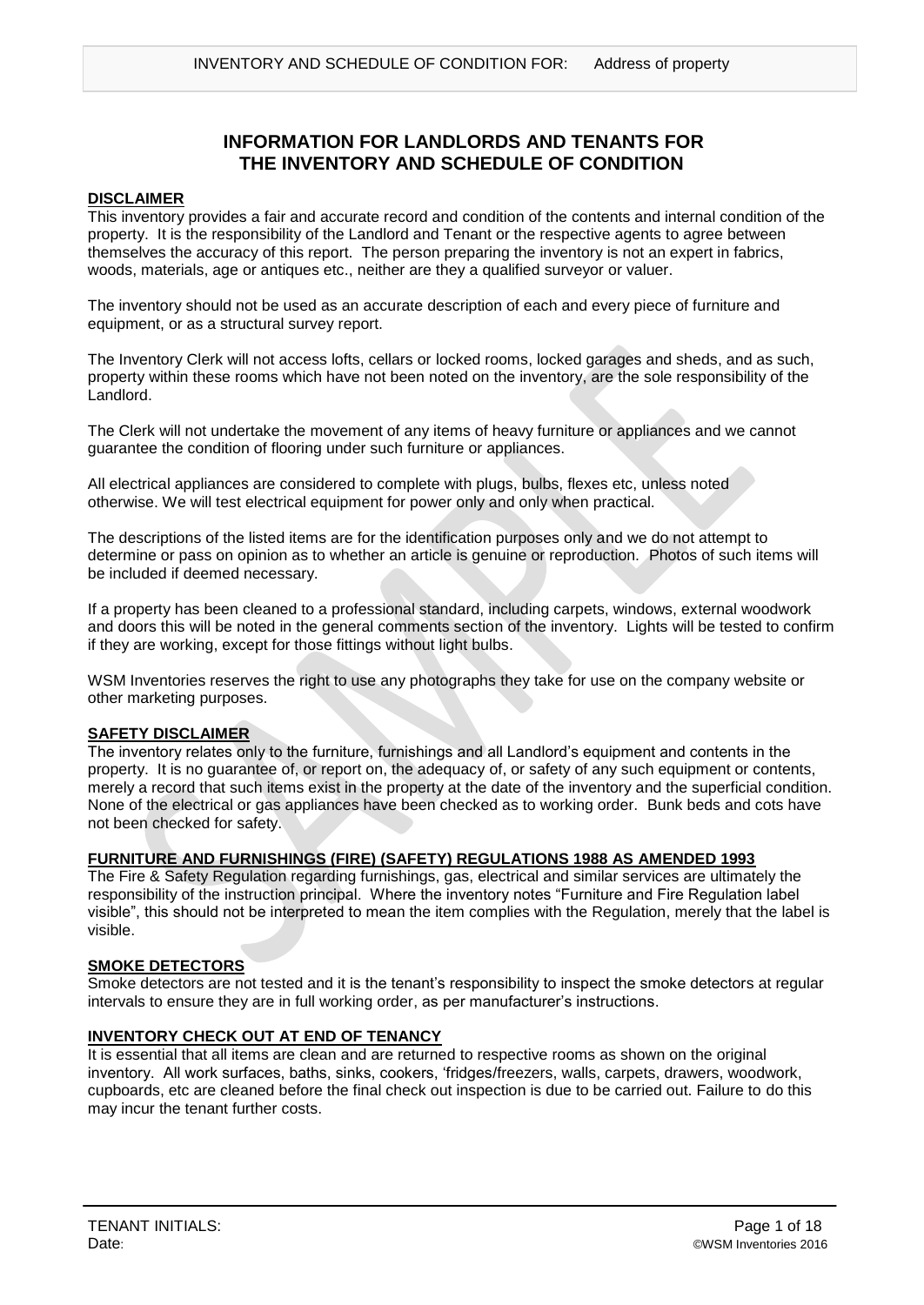# INFORMATION FOR LANDLORDS AND TENANTS FOR THE INVENTORY AND SCHEDULE OF CONDITION

**DISCLAIMER**

This inventory provides a fair and accurate record and condition of the contents and internal condition of the property. It is the responsibility of the Landlord and Tenant or the respective agents to agree between themselves the accuracy of this report. The person preparing the inventory is not an expert in fabrics, woods, materials, age or antiques etc., neither are they a qualified surveyor or valuer.

The inventory should not be used as an accurate description of each and every piece of furniture and equipment, or as a structural survey report.

The Inventory Clerk will not access lofts, cellars or locked rooms, locked garages and sheds, and as such, property within these rooms which have not been noted on the inventory, are the sole responsibility of the Landlord.

The Clerk will not undertake the movement of any items of heavy furniture or appliances and we cannot guarantee the condition of flooring under such furniture or appliances.

All electrical appliances are considered to complete with plugs, bulbs, flexes etc, unless noted otherwise. We will test electrical equipment for power only and only when practical.

The descriptions of the listed items are for the identification purposes only and we do not attempt to determine or pass on opinion as to whether an article is genuine or reproduction. Photos of such items will be included if deemed necessary.

If a property has been cleaned to a professional standard, including carpets, windows, external woodwork and doors this will be noted in the general comments section of the inventory. Lights will be tested to confirm if they are working, except for those fittings without light bulbs.

WSM Inventories reserves the right to use any photographs they take for use on the company website or other marketing purposes.

**SAFETY DISCLAIMER**

The inventory relates only to the furniture, furnishings and all Landlord's equipment and contents in the property. It is no guarantee of, or report on, the adequacy of, or safety of any such equipment or contents, merely a record that such items exist in the property at the date of the inventory and the superficial condition. None of the electrical or gas appliances have been checked as to working order. Bunk beds and cots have not been checked for safety.

**FURNITURE AND FURNISHINGS (FIRE) (SAFETY) REGULATIONS 1988 AS AMENDED 1993**

The Fire & Safety Regulation regarding furnishings, gas, electrical and similar services are ultimately the responsibility of the instruction principal. Where the inventory notes "Furniture and Fire Regulation label visible", this should not be interpreted to mean the item complies with the Regulation, merely that the label is visible.

**SMOKE DETECTORS**

Smoke detectors are not tested and it is the tenant's responsibility to inspect the smoke detectors at regular intervals to ensure they are in full working order, as per manufacturer's instructions.

**INVENTORY CHECK OUT AT END OF TENANCY**

It is essential that all items are clean and are returned to respective rooms as shown on the original inventory. All work surfaces, baths, sinks, cookers, 'fridges/freezers, walls, carpets, drawers, woodwork, cupboards, etc are cleaned before the final check out inspection is due to be carried out. Failure to do this may incur the tenant further costs.

TENANT INITIALS:

Date: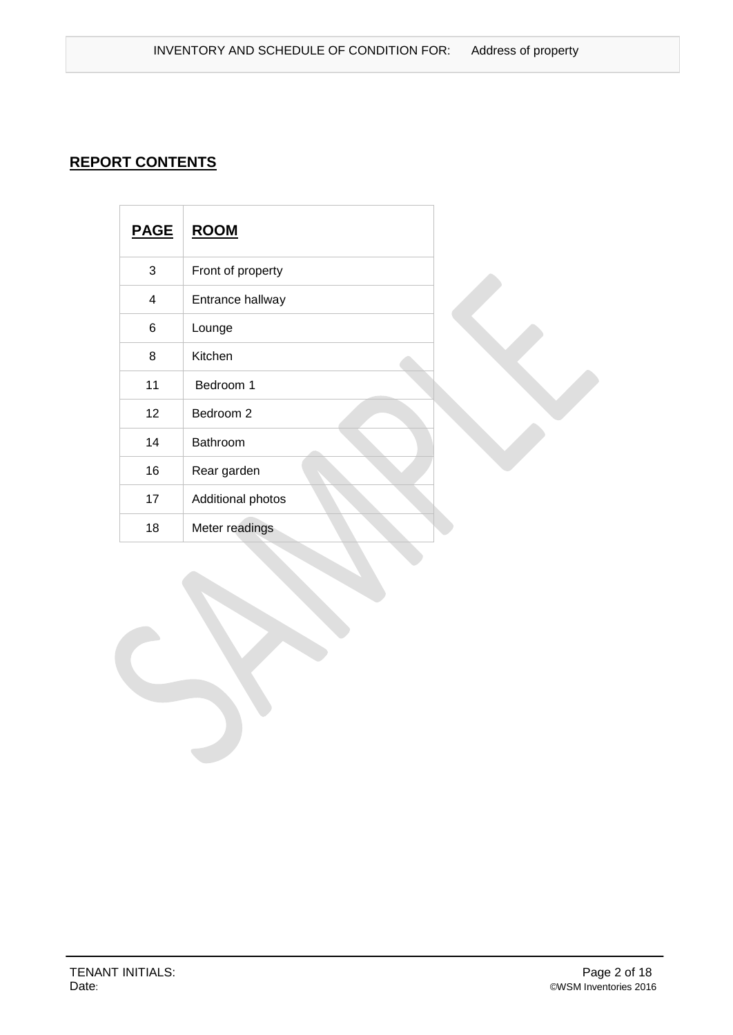## REPORT CONTENTS

| PAGE | ROOM |
|---|---|
| 3 | Front of property |
| 4 | Entrance hallway |
| 6 | Lounge |
| 8 | Kitchen |
| 11 | Bedroom 1 |
| 12 | Bedroom 2 |
| 14 | Bathroom |
| 16 | Rear garden |
| 17 | Additional photos |
| 18 | Meter readings |

TENANT INITIALS:
Date: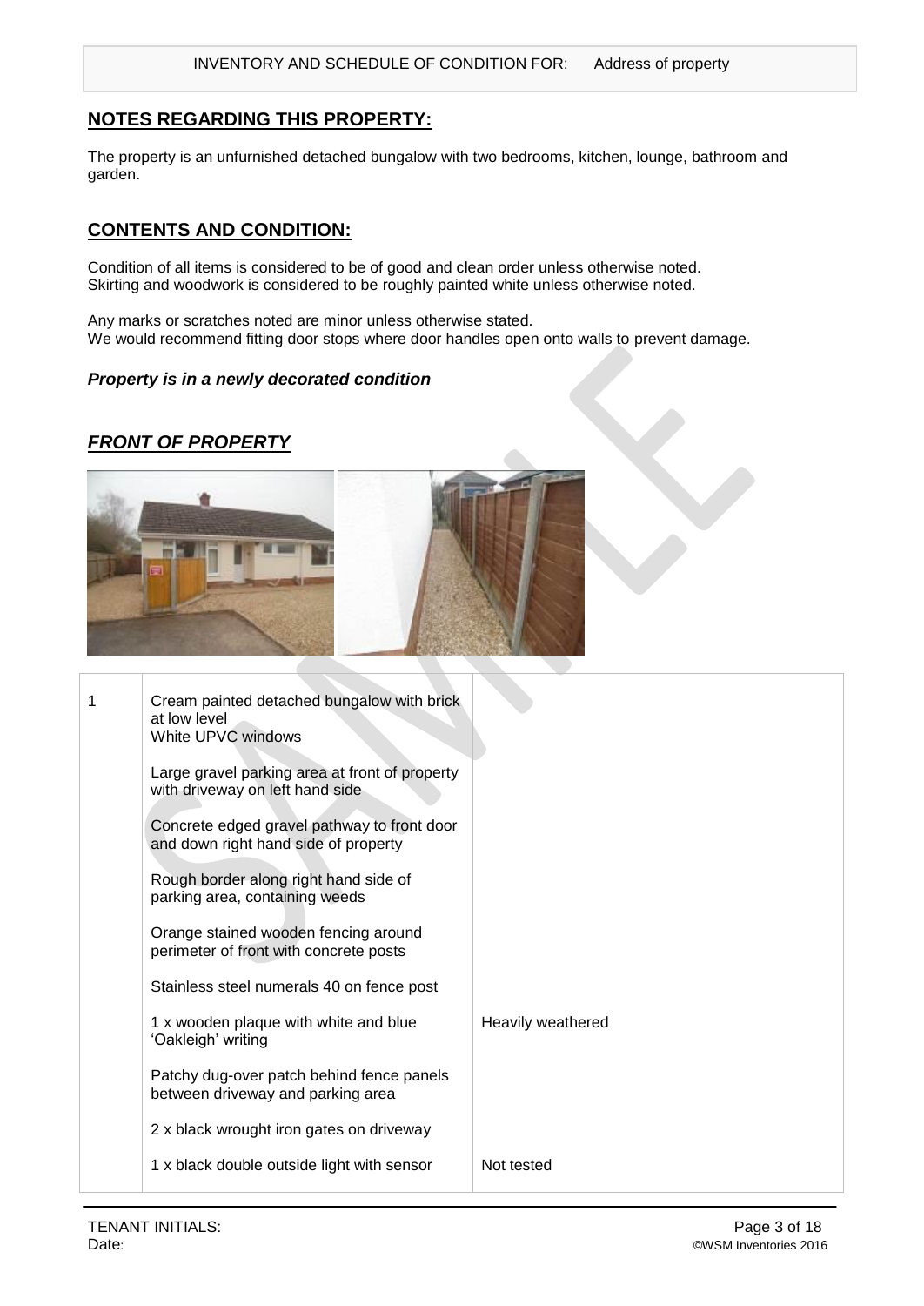## NOTES REGARDING THIS PROPERTY:

The property is an unfurnished detached bungalow with two bedrooms, kitchen, lounge, bathroom and garden.

## CONTENTS AND CONDITION:

Condition of all items is considered to be of good and clean order unless otherwise noted.
Skirting and woodwork is considered to be roughly painted white unless otherwise noted.

Any marks or scratches noted are minor unless otherwise stated.
We would recommend fitting door stops where door handles open onto walls to prevent damage.

***Property is in a newly decorated condition***

## ***FRONT OF PROPERTY***

| | | |
|---|---|---|
| 1 | Cream painted detached bungalow with brick at low level<br>White UPVC windows | |
| | Large gravel parking area at front of property with driveway on left hand side | |
| | Concrete edged gravel pathway to front door and down right hand side of property | |
| | Rough border along right hand side of parking area, containing weeds | |
| | Orange stained wooden fencing around perimeter of front with concrete posts | |
| | Stainless steel numerals 40 on fence post | |
| | 1 x wooden plaque with white and blue 'Oakleigh' writing | Heavily weathered |
| | Patchy dug-over patch behind fence panels between driveway and parking area | |
| | 2 x black wrought iron gates on driveway | |
| | 1 x black double outside light with sensor | Not tested |

TENANT INITIALS:
Date: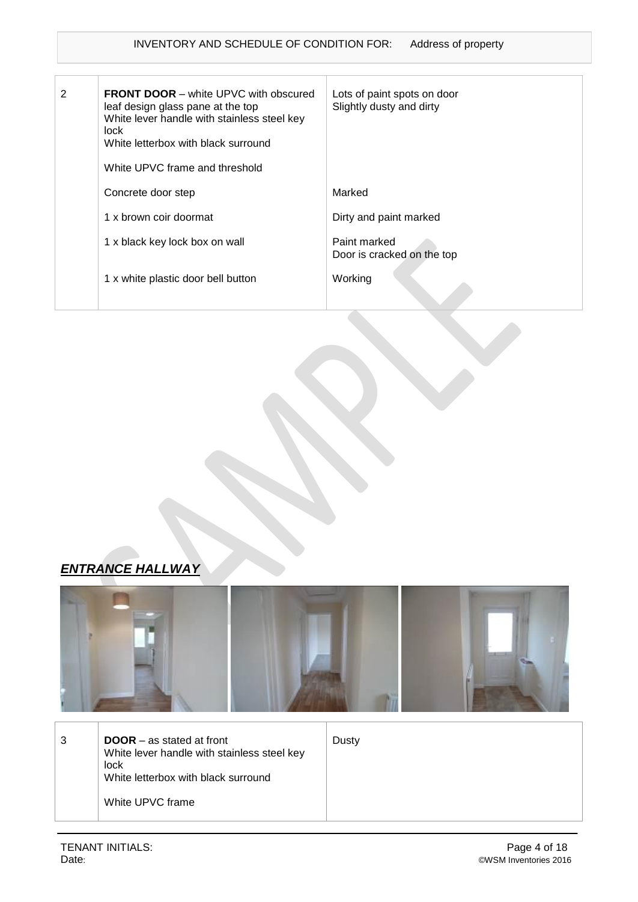| 2 | **FRONT DOOR** – white UPVC with obscured leaf design glass pane at the top<br>White lever handle with stainless steel key lock<br>White letterbox with black surround<br><br>White UPVC frame and threshold | Lots of paint spots on door<br>Slightly dusty and dirty |
|---|---|---|
| | Concrete door step | Marked |
| | 1 x brown coir doormat | Dirty and paint marked |
| | 1 x black key lock box on wall | Paint marked<br>Door is cracked on the top |
| | 1 x white plastic door bell button | Working |

## ***ENTRANCE HALLWAY***

| 3 | **DOOR** – as stated at front<br>White lever handle with stainless steel key lock<br>White letterbox with black surround<br><br>White UPVC frame | Dusty |
|---|---|---|

TENANT INITIALS:
Date: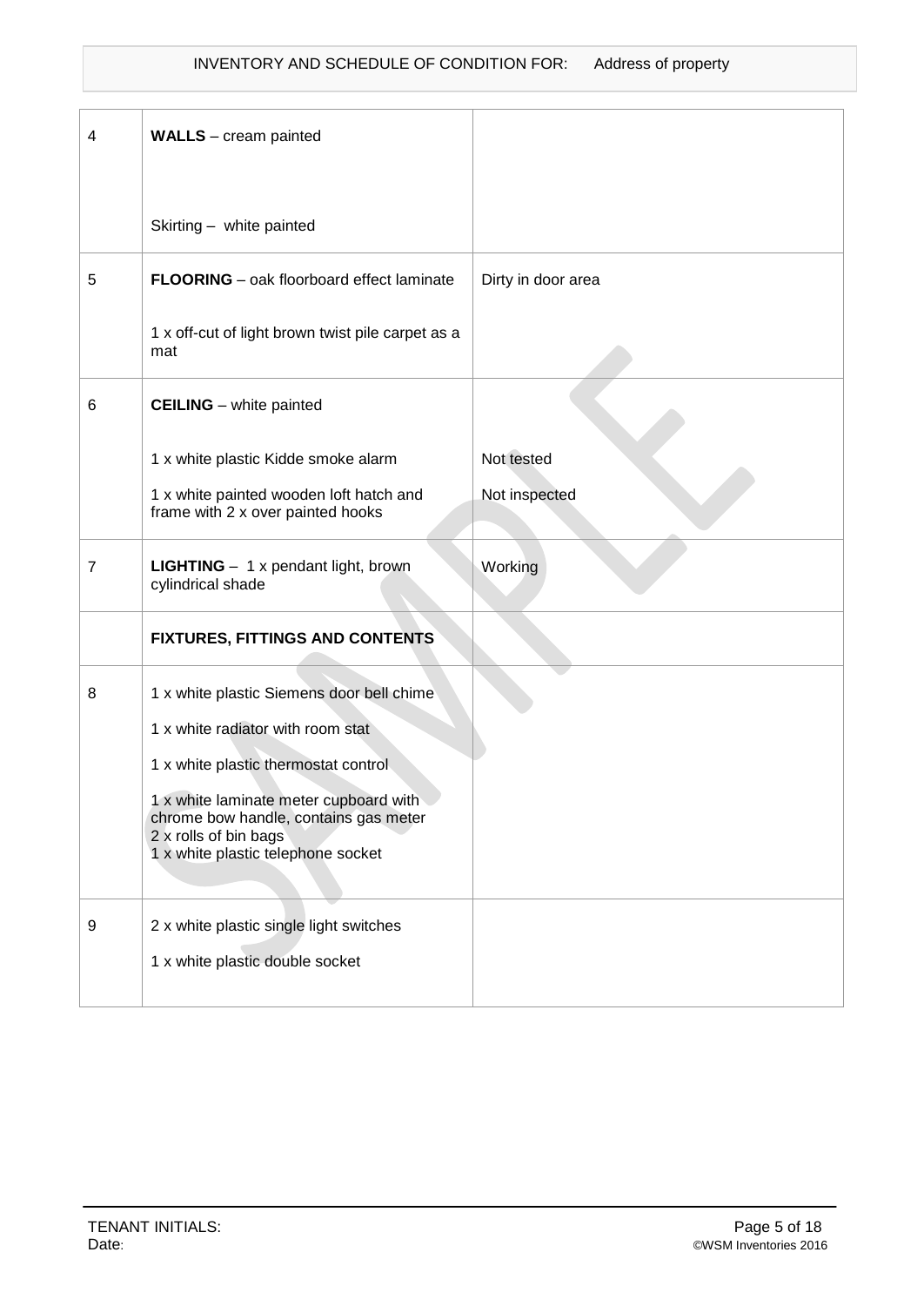| | | |
|---|---|---|
| 4 | **WALLS** – cream painted<br><br>Skirting – white painted | |
| 5 | **FLOORING** – oak floorboard effect laminate<br><br>1 x off-cut of light brown twist pile carpet as a mat | Dirty in door area |
| 6 | **CEILING** – white painted<br><br>1 x white plastic Kidde smoke alarm<br><br>1 x white painted wooden loft hatch and frame with 2 x over painted hooks | <br><br>Not tested<br><br>Not inspected |
| 7 | **LIGHTING** – 1 x pendant light, brown cylindrical shade | Working |
| | **FIXTURES, FITTINGS AND CONTENTS** | |
| 8 | 1 x white plastic Siemens door bell chime<br><br>1 x white radiator with room stat<br><br>1 x white plastic thermostat control<br><br>1 x white laminate meter cupboard with chrome bow handle, contains gas meter<br>2 x rolls of bin bags<br>1 x white plastic telephone socket | |
| 9 | 2 x white plastic single light switches<br><br>1 x white plastic double socket | |

TENANT INITIALS:
Date: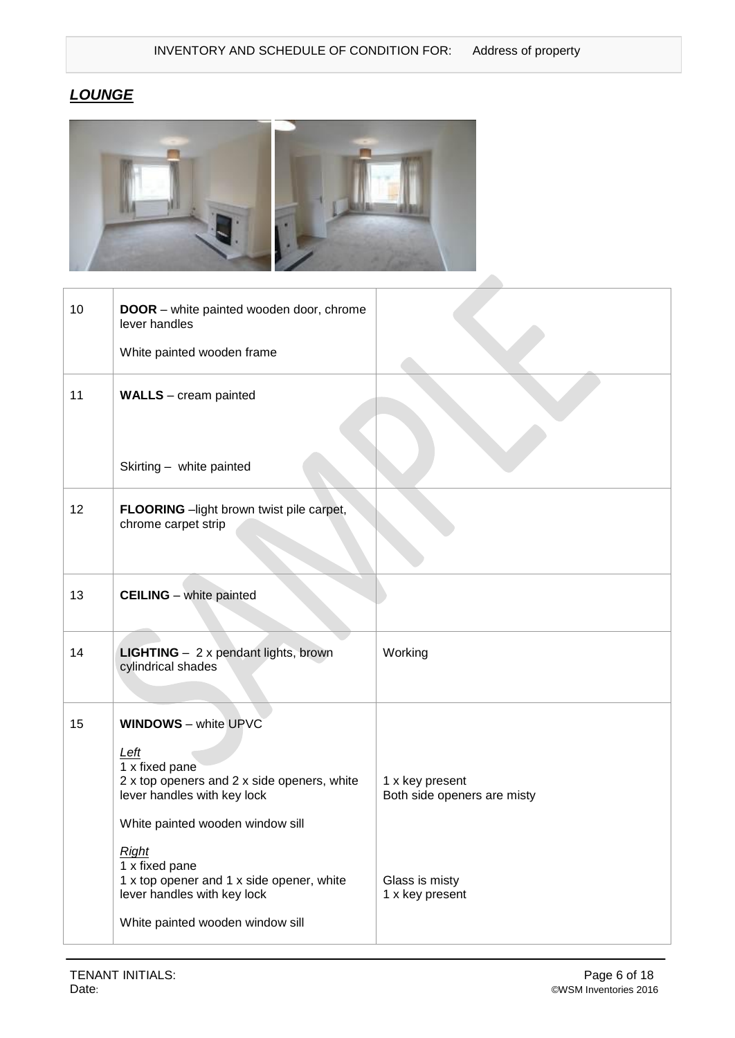## *LOUNGE*

| | | |
|---|---|---|
| 10 | **DOOR** – white painted wooden door, chrome lever handles<br><br>White painted wooden frame | |
| 11 | **WALLS** – cream painted<br><br>Skirting – white painted | |
| 12 | **FLOORING** –light brown twist pile carpet, chrome carpet strip | |
| 13 | **CEILING** – white painted | |
| 14 | **LIGHTING** – 2 x pendant lights, brown cylindrical shades | Working |
| 15 | **WINDOWS** – white UPVC<br><br>*Left*<br>1 x fixed pane<br>2 x top openers and 2 x side openers, white lever handles with key lock<br><br>White painted wooden window sill<br><br>*Right*<br>1 x fixed pane<br>1 x top opener and 1 x side opener, white lever handles with key lock<br><br>White painted wooden window sill | 1 x key present<br>Both side openers are misty<br><br>Glass is misty<br>1 x key present |

TENANT INITIALS:
Date: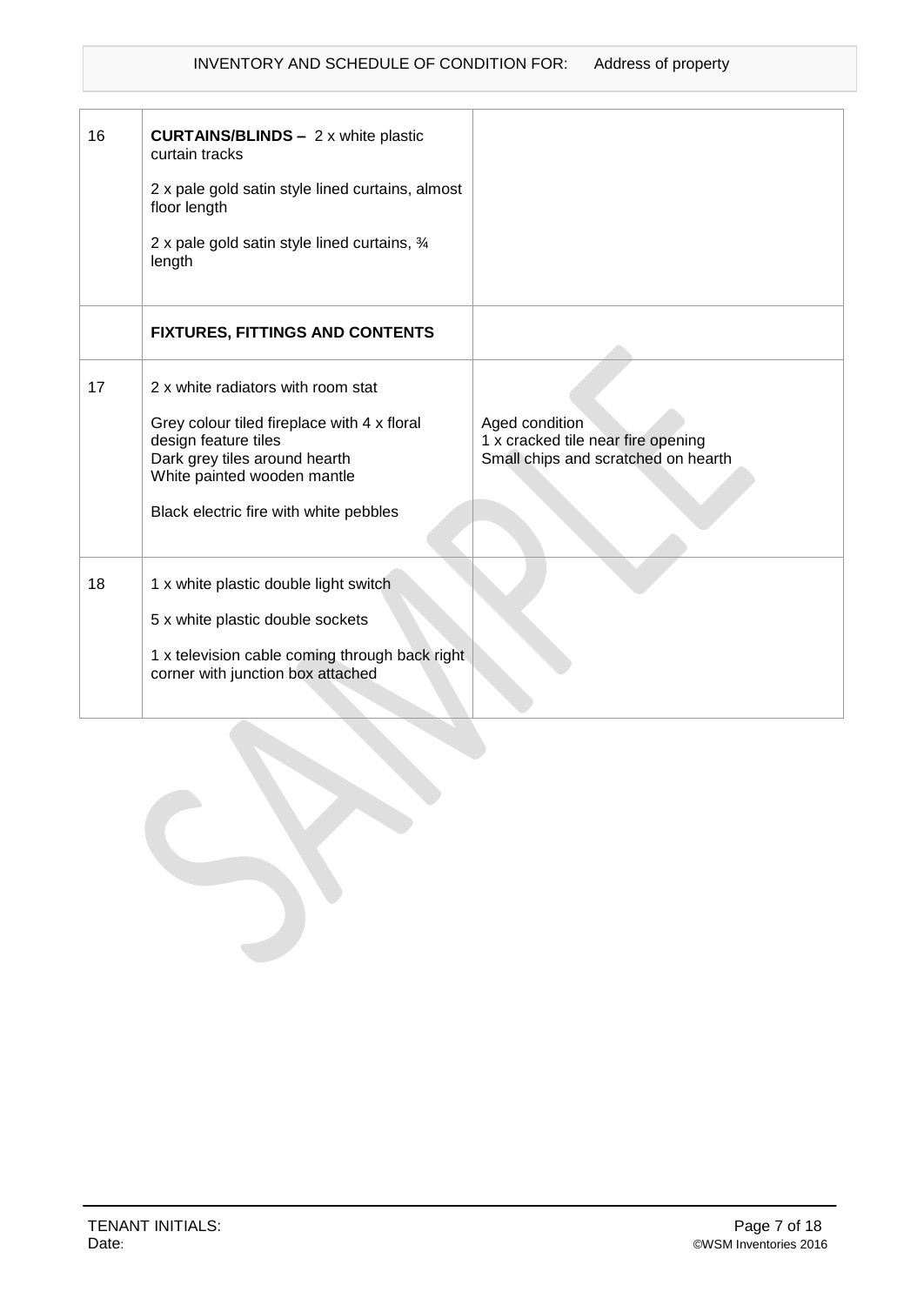| | | |
|---|---|---|
| 16 | **CURTAINS/BLINDS –** 2 x white plastic curtain tracks<br><br>2 x pale gold satin style lined curtains, almost floor length<br><br>2 x pale gold satin style lined curtains, ¾ length | |
| | **FIXTURES, FITTINGS AND CONTENTS** | |
| 17 | 2 x white radiators with room stat<br><br>Grey colour tiled fireplace with 4 x floral design feature tiles<br>Dark grey tiles around hearth<br>White painted wooden mantle<br><br>Black electric fire with white pebbles | Aged condition<br>1 x cracked tile near fire opening<br>Small chips and scratched on hearth |
| 18 | 1 x white plastic double light switch<br><br>5 x white plastic double sockets<br><br>1 x television cable coming through back right corner with junction box attached | |

TENANT INITIALS:
Date: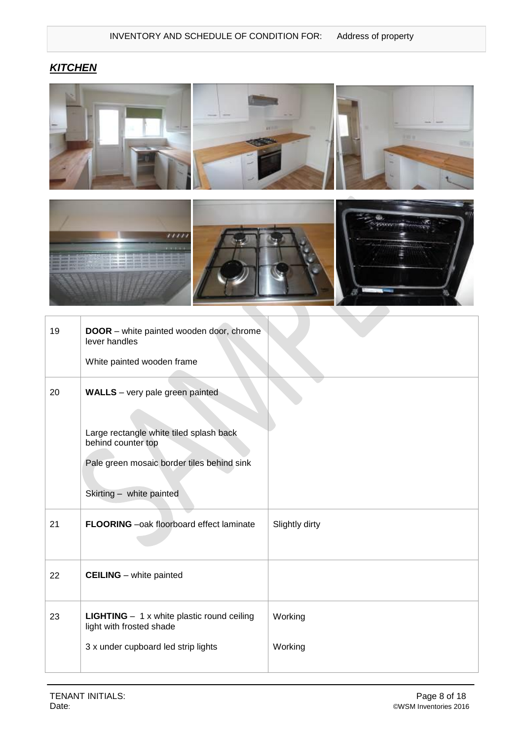## ***KITCHEN***

| | | |
|---|---|---|
| 19 | **DOOR** – white painted wooden door, chrome lever handles<br><br>White painted wooden frame | |
| 20 | **WALLS** – very pale green painted<br><br>Large rectangle white tiled splash back behind counter top<br><br>Pale green mosaic border tiles behind sink<br><br>Skirting – white painted | |
| 21 | **FLOORING** –oak floorboard effect laminate | Slightly dirty |
| 22 | **CEILING** – white painted | |
| 23 | **LIGHTING** – 1 x white plastic round ceiling light with frosted shade<br><br>3 x under cupboard led strip lights | Working<br><br>Working |

TENANT INITIALS:
Date: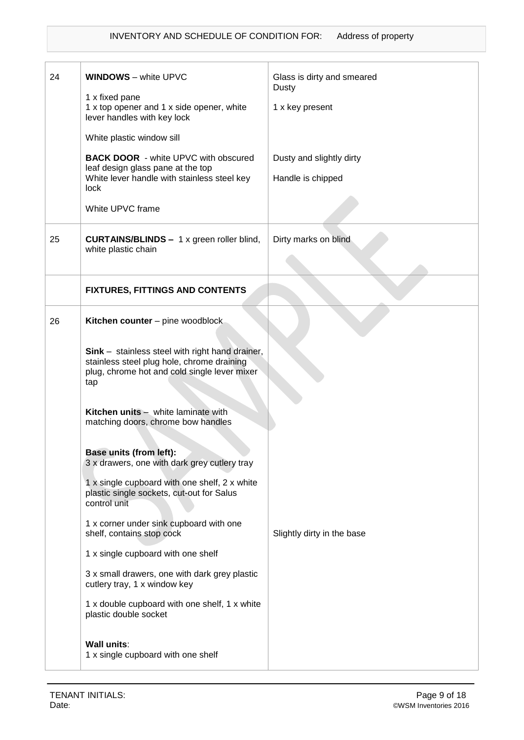| | | |
|---|---|---|
| 24 | **WINDOWS** – white UPVC<br><br>1 x fixed pane<br>1 x top opener and 1 x side opener, white lever handles with key lock<br><br>White plastic window sill<br><br>**BACK DOOR** - white UPVC with obscured leaf design glass pane at the top<br>White lever handle with stainless steel key lock<br><br>White UPVC frame | Glass is dirty and smeared<br>Dusty<br><br>1 x key present<br><br><br><br>Dusty and slightly dirty<br><br>Handle is chipped |
| 25 | **CURTAINS/BLINDS –** 1 x green roller blind, white plastic chain | Dirty marks on blind |
| | **FIXTURES, FITTINGS AND CONTENTS** | |
| 26 | **Kitchen counter** – pine woodblock<br><br>**Sink** – stainless steel with right hand drainer, stainless steel plug hole, chrome draining plug, chrome hot and cold single lever mixer tap<br><br>**Kitchen units** – white laminate with matching doors, chrome bow handles<br><br>**Base units (from left):**<br>3 x drawers, one with dark grey cutlery tray<br><br>1 x single cupboard with one shelf, 2 x white plastic single sockets, cut-out for Salus control unit<br><br>1 x corner under sink cupboard with one shelf, contains stop cock<br><br>1 x single cupboard with one shelf<br><br>3 x small drawers, one with dark grey plastic cutlery tray, 1 x window key<br><br>1 x double cupboard with one shelf, 1 x white plastic double socket<br><br>**Wall units**:<br>1 x single cupboard with one shelf | <br><br><br><br><br><br><br><br><br><br><br><br><br><br><br><br>Slightly dirty in the base |

TENANT INITIALS:
Date: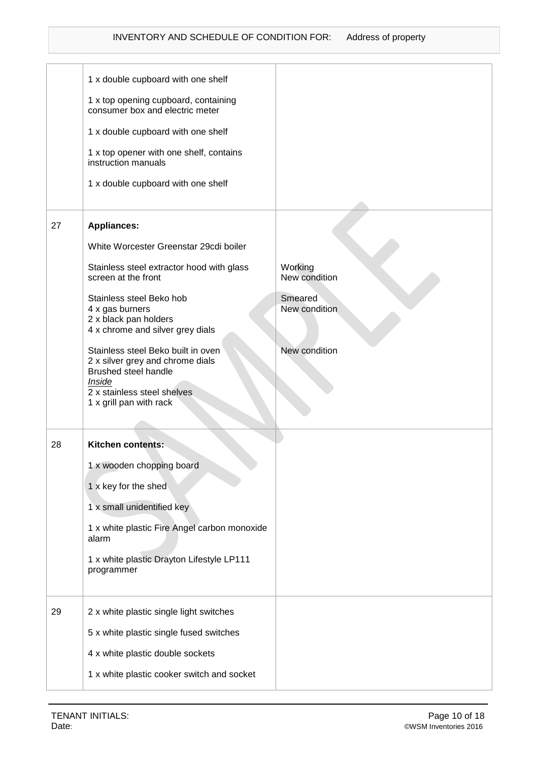| | | |
|---|---|---|
| | 1 x double cupboard with one shelf<br><br>1 x top opening cupboard, containing consumer box and electric meter<br><br>1 x double cupboard with one shelf<br><br>1 x top opener with one shelf, contains instruction manuals<br><br>1 x double cupboard with one shelf | |
| 27 | **Appliances:**<br><br>White Worcester Greenstar 29cdi boiler<br><br>Stainless steel extractor hood with glass screen at the front<br><br>Stainless steel Beko hob<br>4 x gas burners<br>2 x black pan holders<br>4 x chrome and silver grey dials<br><br>Stainless steel Beko built in oven<br>2 x silver grey and chrome dials<br>Brushed steel handle<br>*Inside*<br>2 x stainless steel shelves<br>1 x grill pan with rack | <br><br><br><br>Working<br>New condition<br><br>Smeared<br>New condition<br><br><br><br>New condition |
| 28 | **Kitchen contents:**<br><br>1 x wooden chopping board<br><br>1 x key for the shed<br><br>1 x small unidentified key<br><br>1 x white plastic Fire Angel carbon monoxide alarm<br><br>1 x white plastic Drayton Lifestyle LP111 programmer | |
| 29 | 2 x white plastic single light switches<br><br>5 x white plastic single fused switches<br><br>4 x white plastic double sockets<br><br>1 x white plastic cooker switch and socket | |

TENANT INITIALS:
Date: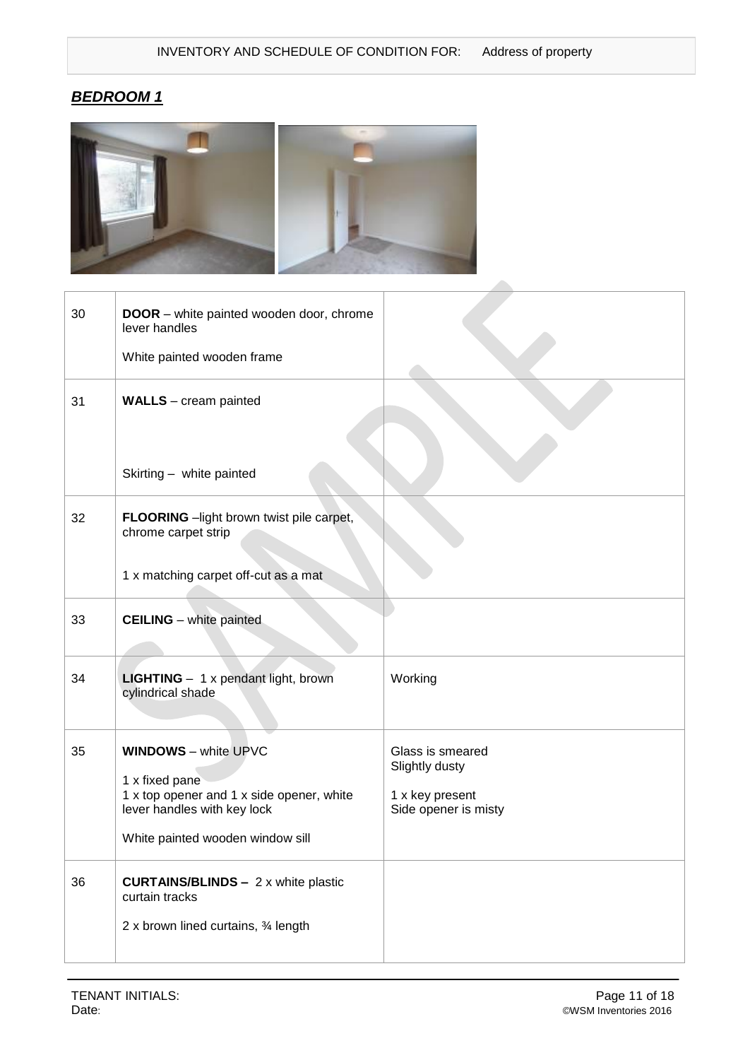## ***BEDROOM 1***

| | | |
|---|---|---|
| 30 | **DOOR** – white painted wooden door, chrome lever handles<br><br>White painted wooden frame | |
| 31 | **WALLS** – cream painted<br><br>Skirting – white painted | |
| 32 | **FLOORING** –light brown twist pile carpet, chrome carpet strip<br><br>1 x matching carpet off-cut as a mat | |
| 33 | **CEILING** – white painted | |
| 34 | **LIGHTING** – 1 x pendant light, brown cylindrical shade | Working |
| 35 | **WINDOWS** – white UPVC<br><br>1 x fixed pane<br>1 x top opener and 1 x side opener, white lever handles with key lock<br><br>White painted wooden window sill | Glass is smeared<br>Slightly dusty<br><br>1 x key present<br>Side opener is misty |
| 36 | **CURTAINS/BLINDS –** 2 x white plastic curtain tracks<br><br>2 x brown lined curtains, ¾ length | |

TENANT INITIALS:
Date: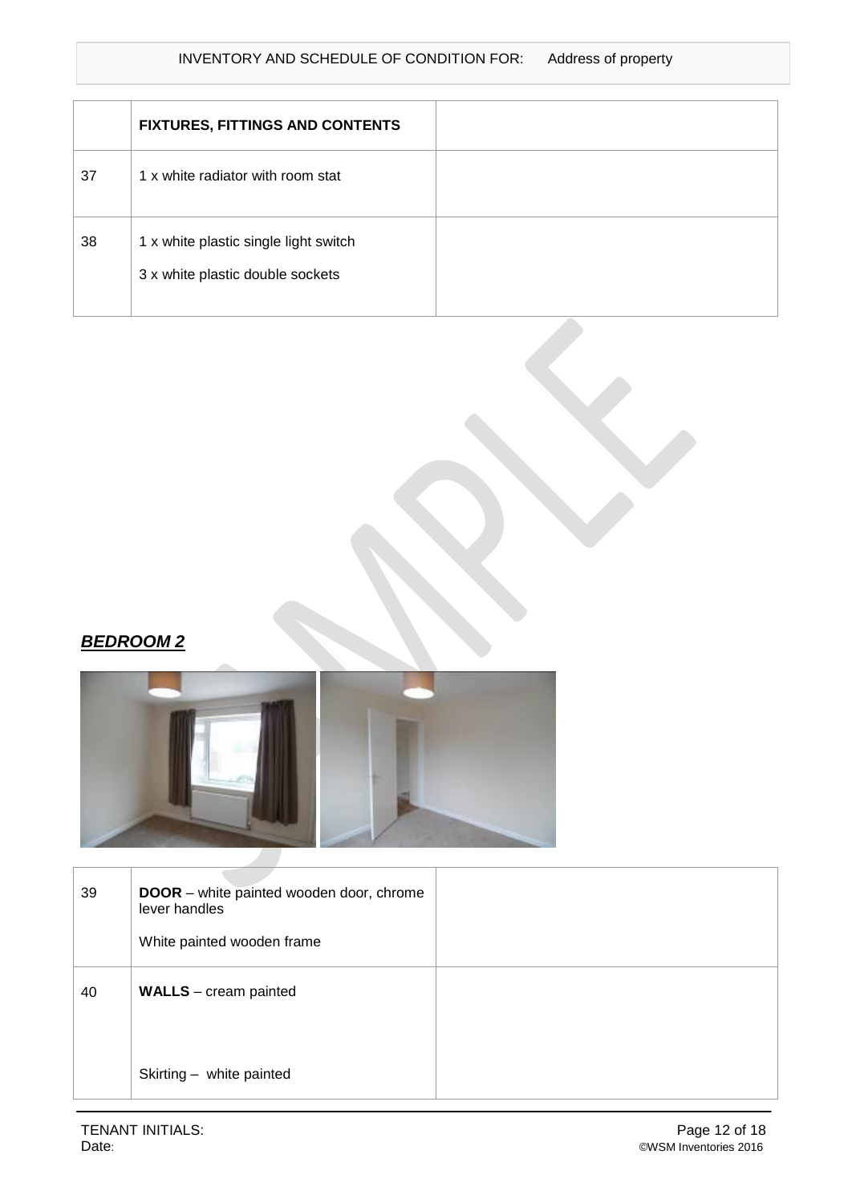| | FIXTURES, FITTINGS AND CONTENTS | |
|---|---|---|
| 37 | 1 x white radiator with room stat | |
| 38 | 1 x white plastic single light switch<br>3 x white plastic double sockets | |

***BEDROOM 2***

| | | |
|---|---|---|
| 39 | **DOOR** – white painted wooden door, chrome lever handles<br>White painted wooden frame | |
| 40 | **WALLS** – cream painted<br><br>Skirting – white painted | |

TENANT INITIALS:
Date: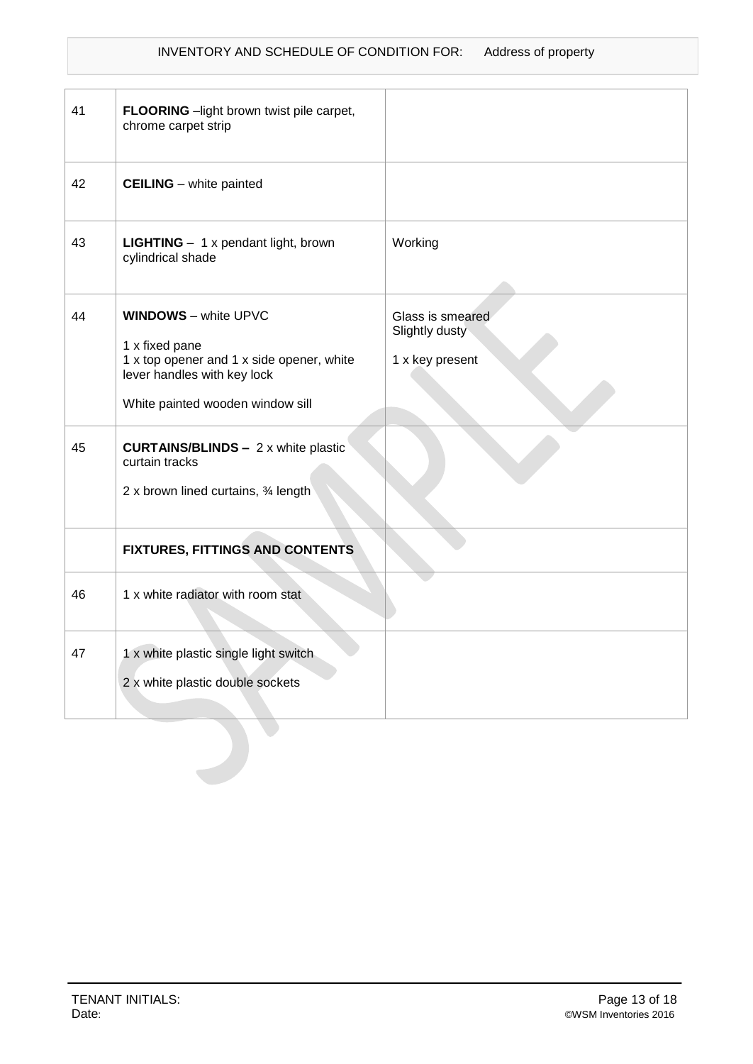| 41 | **FLOORING** –light brown twist pile carpet, chrome carpet strip | |
|---|---|---|
| 42 | **CEILING** – white painted | |
| 43 | **LIGHTING** – 1 x pendant light, brown cylindrical shade | Working |
| 44 | **WINDOWS** – white UPVC<br><br>1 x fixed pane<br>1 x top opener and 1 x side opener, white lever handles with key lock<br><br>White painted wooden window sill | Glass is smeared<br>Slightly dusty<br><br>1 x key present |
| 45 | **CURTAINS/BLINDS –** 2 x white plastic curtain tracks<br><br>2 x brown lined curtains, ¾ length | |
| | **FIXTURES, FITTINGS AND CONTENTS** | |
| 46 | 1 x white radiator with room stat | |
| 47 | 1 x white plastic single light switch<br><br>2 x white plastic double sockets | |

TENANT INITIALS:
Date: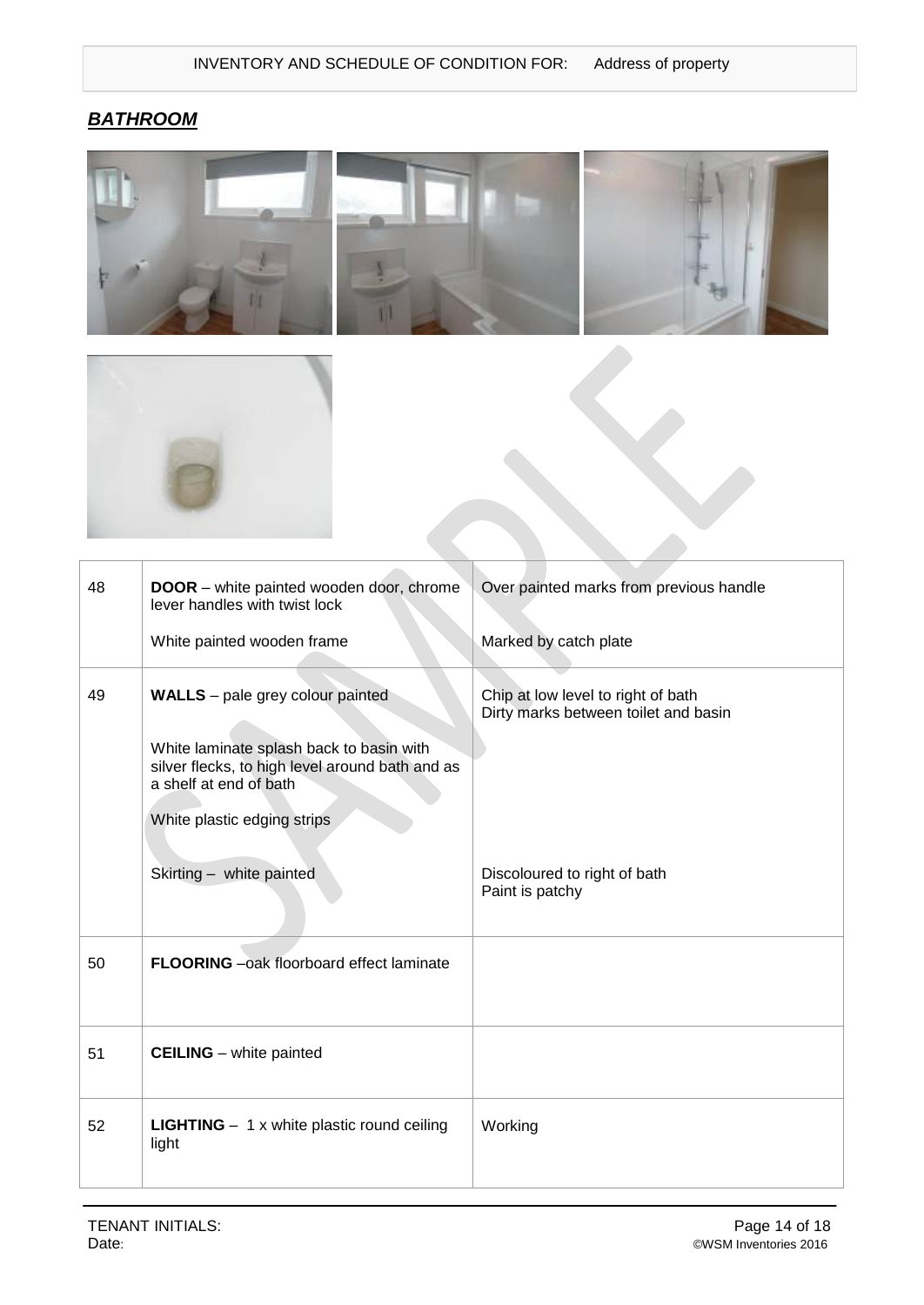## ***BATHROOM***

| | | |
|---|---|---|
| 48 | **DOOR** – white painted wooden door, chrome lever handles with twist lock<br><br>White painted wooden frame | Over painted marks from previous handle<br><br>Marked by catch plate |
| 49 | **WALLS** – pale grey colour painted<br><br>White laminate splash back to basin with silver flecks, to high level around bath and as a shelf at end of bath<br><br>White plastic edging strips<br><br>Skirting – white painted | Chip at low level to right of bath<br>Dirty marks between toilet and basin<br><br><br><br><br><br>Discoloured to right of bath<br>Paint is patchy |
| 50 | **FLOORING** –oak floorboard effect laminate | |
| 51 | **CEILING** – white painted | |
| 52 | **LIGHTING** – 1 x white plastic round ceiling light | Working |

TENANT INITIALS:
Date: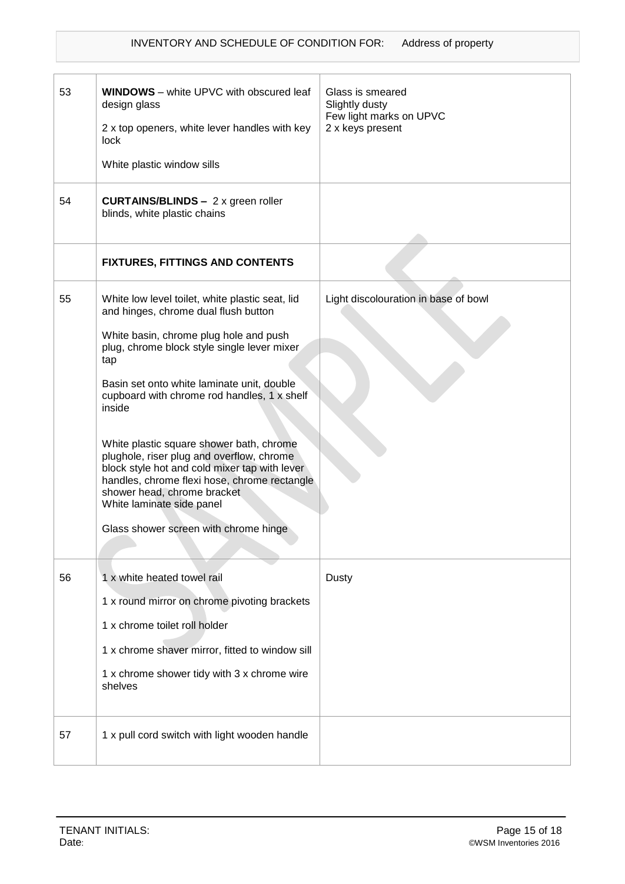| | | |
|---|---|---|
| 53 | **WINDOWS** – white UPVC with obscured leaf design glass<br><br>2 x top openers, white lever handles with key lock<br><br>White plastic window sills | Glass is smeared<br>Slightly dusty<br>Few light marks on UPVC<br>2 x keys present |
| 54 | **CURTAINS/BLINDS –** 2 x green roller blinds, white plastic chains | |
| | **FIXTURES, FITTINGS AND CONTENTS** | |
| 55 | White low level toilet, white plastic seat, lid and hinges, chrome dual flush button<br><br>White basin, chrome plug hole and push plug, chrome block style single lever mixer tap<br><br>Basin set onto white laminate unit, double cupboard with chrome rod handles, 1 x shelf inside<br><br>White plastic square shower bath, chrome plughole, riser plug and overflow, chrome block style hot and cold mixer tap with lever handles, chrome flexi hose, chrome rectangle shower head, chrome bracket<br>White laminate side panel<br><br>Glass shower screen with chrome hinge | Light discolouration in base of bowl |
| 56 | 1 x white heated towel rail<br><br>1 x round mirror on chrome pivoting brackets<br><br>1 x chrome toilet roll holder<br><br>1 x chrome shaver mirror, fitted to window sill<br><br>1 x chrome shower tidy with 3 x chrome wire shelves | Dusty |
| 57 | 1 x pull cord switch with light wooden handle | |

TENANT INITIALS:
Date: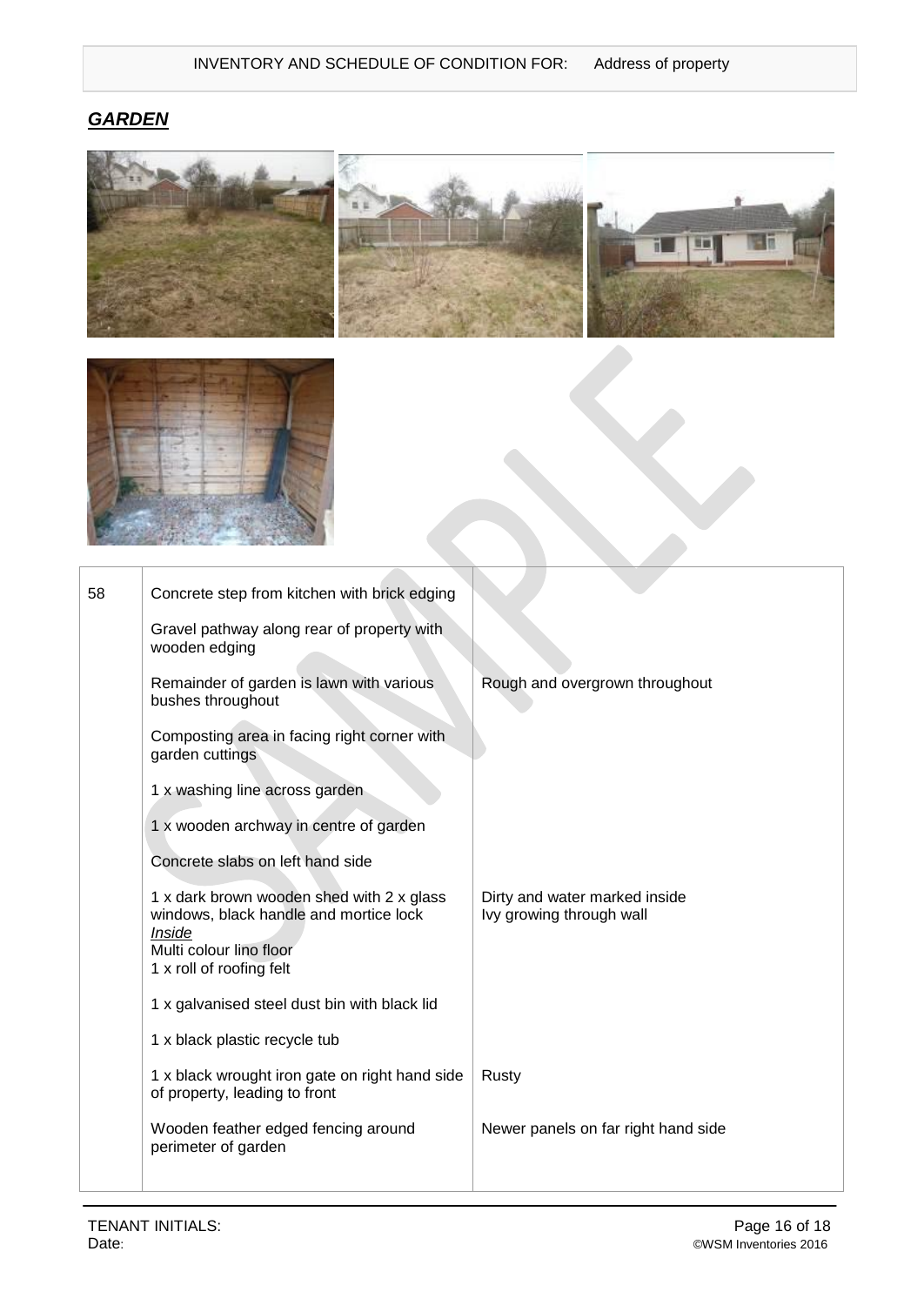## ***GARDEN***

| | | |
|---|---|---|
| 58 | Concrete step from kitchen with brick edging | |
| | Gravel pathway along rear of property with wooden edging | |
| | Remainder of garden is lawn with various bushes throughout | Rough and overgrown throughout |
| | Composting area in facing right corner with garden cuttings | |
| | 1 x washing line across garden | |
| | 1 x wooden archway in centre of garden | |
| | Concrete slabs on left hand side | |
| | 1 x dark brown wooden shed with 2 x glass windows, black handle and mortice lock<br>*Inside*<br>Multi colour lino floor<br>1 x roll of roofing felt | Dirty and water marked inside<br>Ivy growing through wall |
| | 1 x galvanised steel dust bin with black lid | |
| | 1 x black plastic recycle tub | |
| | 1 x black wrought iron gate on right hand side of property, leading to front | Rusty |
| | Wooden feather edged fencing around perimeter of garden | Newer panels on far right hand side |

TENANT INITIALS:
Date: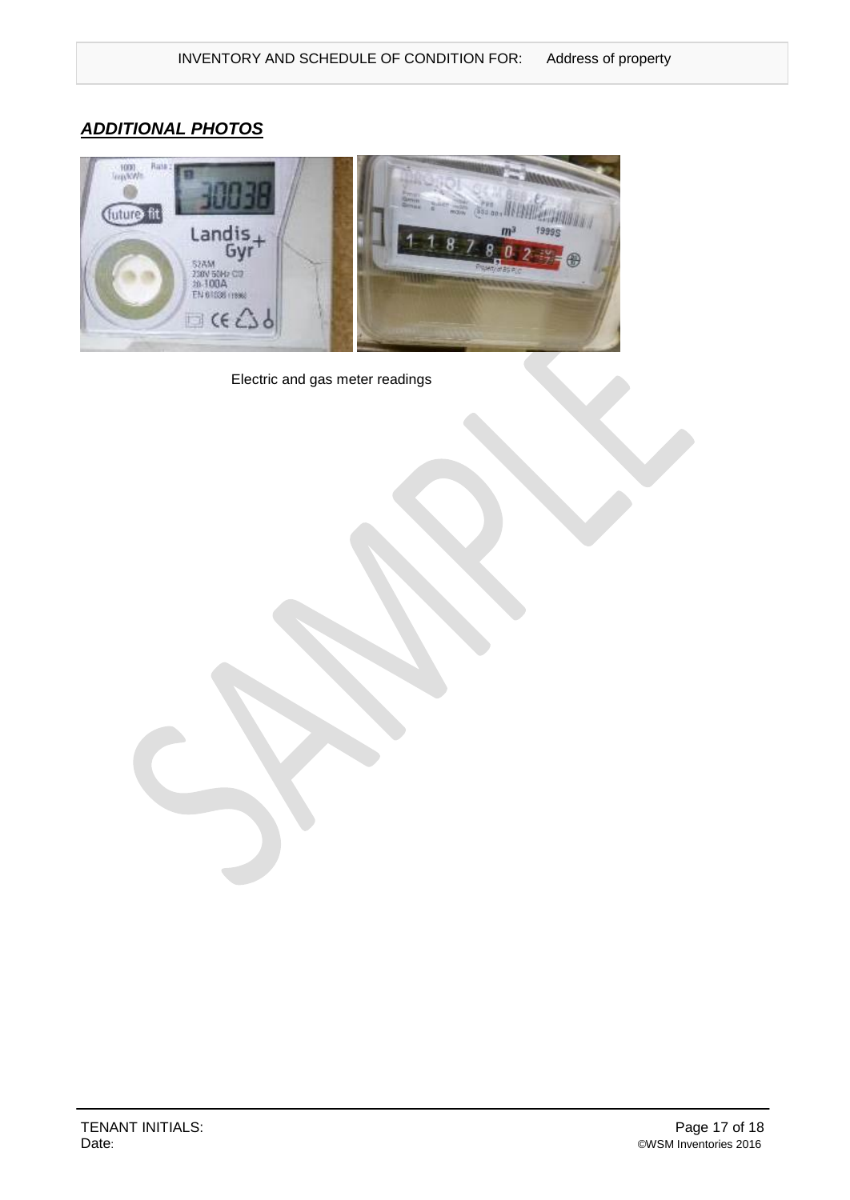## ***ADDITIONAL PHOTOS***

Electric and gas meter readings

TENANT INITIALS:
Date: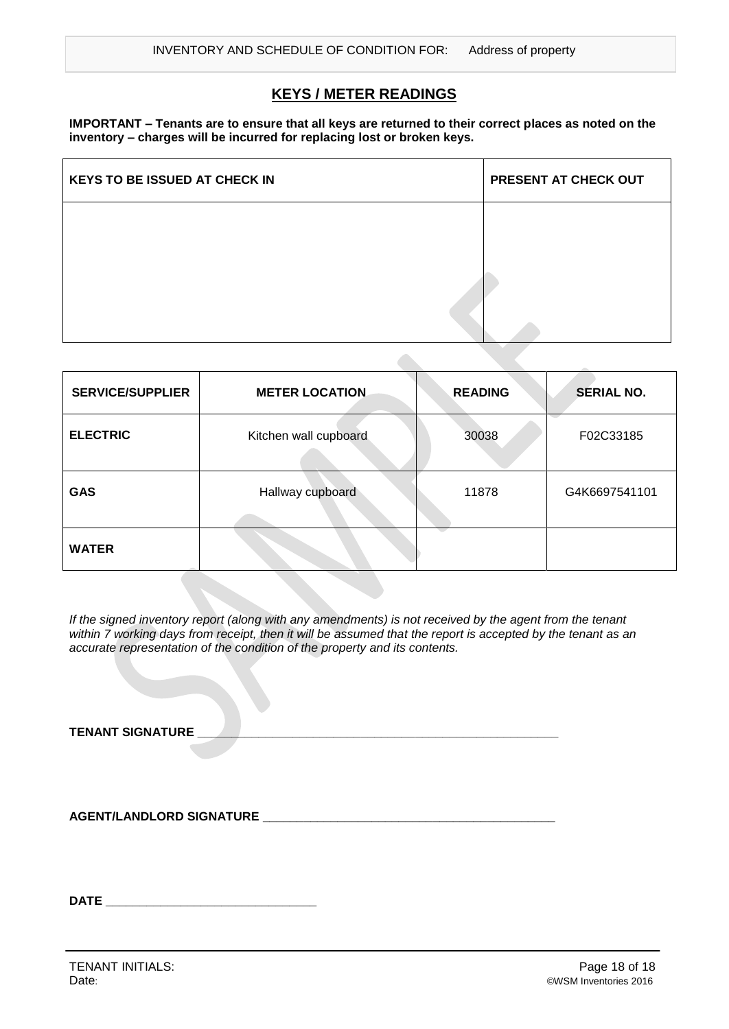## KEYS / METER READINGS

**IMPORTANT – Tenants are to ensure that all keys are returned to their correct places as noted on the inventory – charges will be incurred for replacing lost or broken keys.**

| KEYS TO BE ISSUED AT CHECK IN | PRESENT AT CHECK OUT |
|---|---|
| | |

| SERVICE/SUPPLIER | METER LOCATION | READING | SERIAL NO. |
|---|---|---|---|
| **ELECTRIC** | Kitchen wall cupboard | 30038 | F02C33185 |
| **GAS** | Hallway cupboard | 11878 | G4K6697541101 |
| **WATER** | | | |

*If the signed inventory report (along with any amendments) is not received by the agent from the tenant within 7 working days from receipt, then it will be assumed that the report is accepted by the tenant as an accurate representation of the condition of the property and its contents.*

**TENANT SIGNATURE** ______________________________________________________

**AGENT/LANDLORD SIGNATURE** ____________________________________________

**DATE** _______________________________

TENANT INITIALS:
Date: